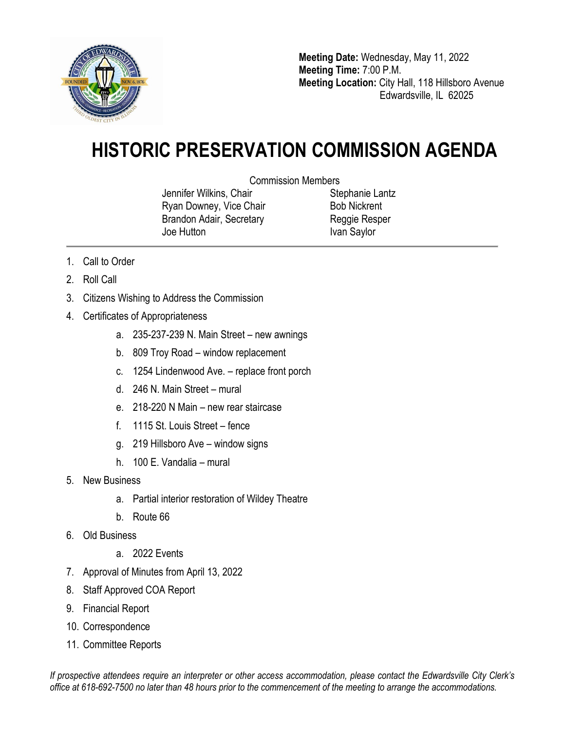**Meeting Date:** Wednesday, May 11, 2022
**Meeting Time:** 7:00 P.M.
**Meeting Location:** City Hall, 118 Hillsboro Avenue
Edwardsville, IL 62025

# HISTORIC PRESERVATION COMMISSION AGENDA

Commission Members

Jennifer Wilkins, Chair
Ryan Downey, Vice Chair
Brandon Adair, Secretary
Joe Hutton
Stephanie Lantz
Bob Nickrent
Reggie Resper
Ivan Saylor

---

1. Call to Order
2. Roll Call
3. Citizens Wishing to Address the Commission
4. Certificates of Appropriateness
   a. 235-237-239 N. Main Street – new awnings
   b. 809 Troy Road – window replacement
   c. 1254 Lindenwood Ave. – replace front porch
   d. 246 N. Main Street – mural
   e. 218-220 N Main – new rear staircase
   f. 1115 St. Louis Street – fence
   g. 219 Hillsboro Ave – window signs
   h. 100 E. Vandalia – mural
5. New Business
   a. Partial interior restoration of Wildey Theatre
   b. Route 66
6. Old Business
   a. 2022 Events
7. Approval of Minutes from April 13, 2022
8. Staff Approved COA Report
9. Financial Report
10. Correspondence
11. Committee Reports

*If prospective attendees require an interpreter or other access accommodation, please contact the Edwardsville City Clerk's office at 618-692-7500 no later than 48 hours prior to the commencement of the meeting to arrange the accommodations.*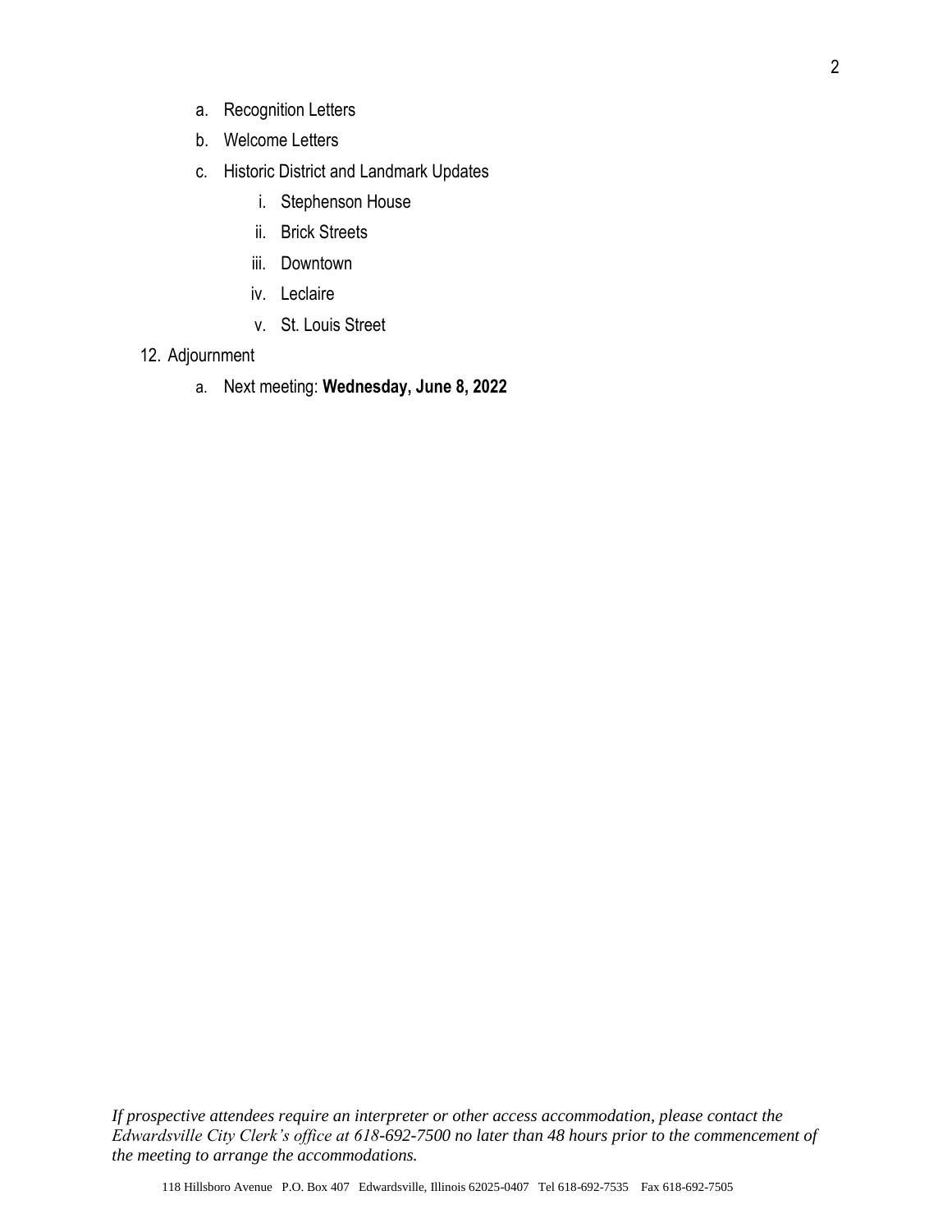a. Recognition Letters
   b. Welcome Letters
   c. Historic District and Landmark Updates
      i. Stephenson House
      ii. Brick Streets
      iii. Downtown
      iv. Leclaire
      v. St. Louis Street

12. Adjournment
   a. Next meeting: **Wednesday, June 8, 2022**

*If prospective attendees require an interpreter or other access accommodation, please contact the Edwardsville City Clerk's office at 618-692-7500 no later than 48 hours prior to the commencement of the meeting to arrange the accommodations.*

118 Hillsboro Avenue P.O. Box 407 Edwardsville, Illinois 62025-0407 Tel 618-692-7535 Fax 618-692-7505